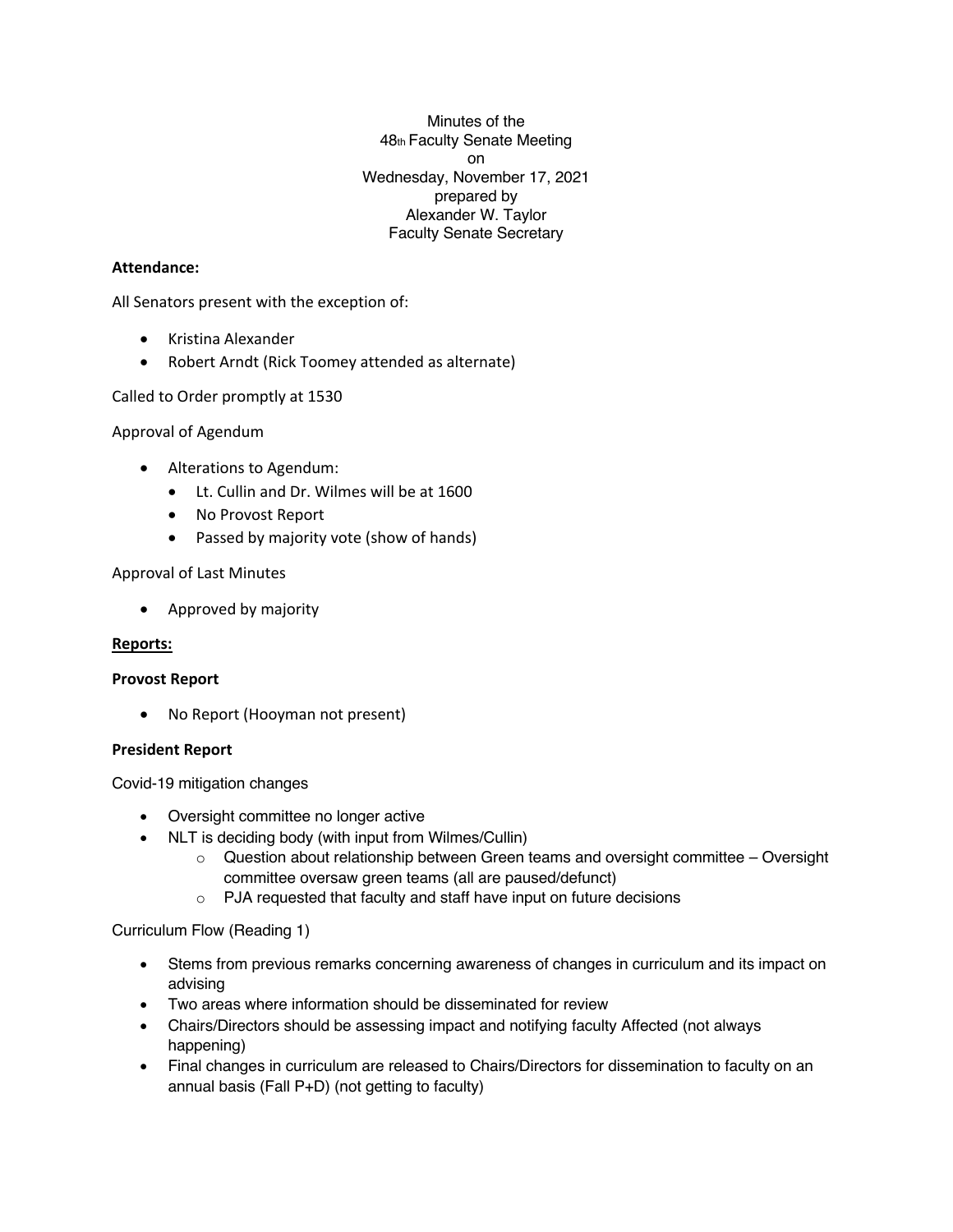Minutes of the
48th Faculty Senate Meeting
on
Wednesday, November 17, 2021
prepared by
Alexander W. Taylor
Faculty Senate Secretary

**Attendance:**

All Senators present with the exception of:

- Kristina Alexander
- Robert Arndt (Rick Toomey attended as alternate)

Called to Order promptly at 1530

Approval of Agendum

- Alterations to Agendum:
  - Lt. Cullin and Dr. Wilmes will be at 1600
  - No Provost Report
  - Passed by majority vote (show of hands)

Approval of Last Minutes

- Approved by majority

**Reports:**

**Provost Report**

- No Report (Hooyman not present)

**President Report**

Covid-19 mitigation changes

- Oversight committee no longer active
- NLT is deciding body (with input from Wilmes/Cullin)
  - Question about relationship between Green teams and oversight committee – Oversight committee oversaw green teams (all are paused/defunct)
  - PJA requested that faculty and staff have input on future decisions

Curriculum Flow (Reading 1)

- Stems from previous remarks concerning awareness of changes in curriculum and its impact on advising
- Two areas where information should be disseminated for review
- Chairs/Directors should be assessing impact and notifying faculty Affected (not always happening)
- Final changes in curriculum are released to Chairs/Directors for dissemination to faculty on an annual basis (Fall P+D) (not getting to faculty)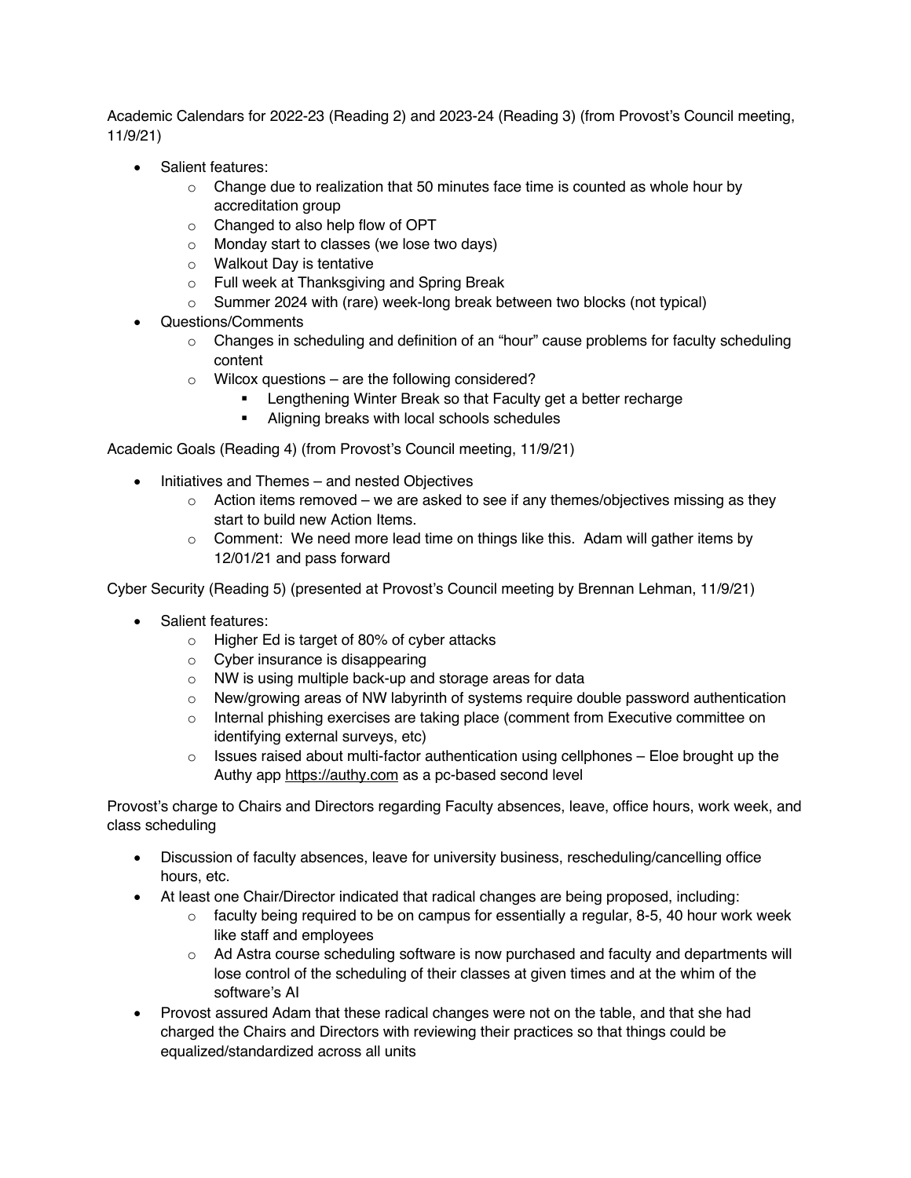Academic Calendars for 2022-23 (Reading 2) and 2023-24 (Reading 3) (from Provost's Council meeting, 11/9/21)

- Salient features:
  - Change due to realization that 50 minutes face time is counted as whole hour by accreditation group
  - Changed to also help flow of OPT
  - Monday start to classes (we lose two days)
  - Walkout Day is tentative
  - Full week at Thanksgiving and Spring Break
  - Summer 2024 with (rare) week-long break between two blocks (not typical)
- Questions/Comments
  - Changes in scheduling and definition of an "hour" cause problems for faculty scheduling content
  - Wilcox questions – are the following considered?
    - Lengthening Winter Break so that Faculty get a better recharge
    - Aligning breaks with local schools schedules

Academic Goals (Reading 4) (from Provost's Council meeting, 11/9/21)

- Initiatives and Themes – and nested Objectives
  - Action items removed – we are asked to see if any themes/objectives missing as they start to build new Action Items.
  - Comment: We need more lead time on things like this. Adam will gather items by 12/01/21 and pass forward

Cyber Security (Reading 5) (presented at Provost's Council meeting by Brennan Lehman, 11/9/21)

- Salient features:
  - Higher Ed is target of 80% of cyber attacks
  - Cyber insurance is disappearing
  - NW is using multiple back-up and storage areas for data
  - New/growing areas of NW labyrinth of systems require double password authentication
  - Internal phishing exercises are taking place (comment from Executive committee on identifying external surveys, etc)
  - Issues raised about multi-factor authentication using cellphones – Eloe brought up the Authy app https://authy.com as a pc-based second level

Provost's charge to Chairs and Directors regarding Faculty absences, leave, office hours, work week, and class scheduling

- Discussion of faculty absences, leave for university business, rescheduling/cancelling office hours, etc.
- At least one Chair/Director indicated that radical changes are being proposed, including:
  - faculty being required to be on campus for essentially a regular, 8-5, 40 hour work week like staff and employees
  - Ad Astra course scheduling software is now purchased and faculty and departments will lose control of the scheduling of their classes at given times and at the whim of the software's AI
- Provost assured Adam that these radical changes were not on the table, and that she had charged the Chairs and Directors with reviewing their practices so that things could be equalized/standardized across all units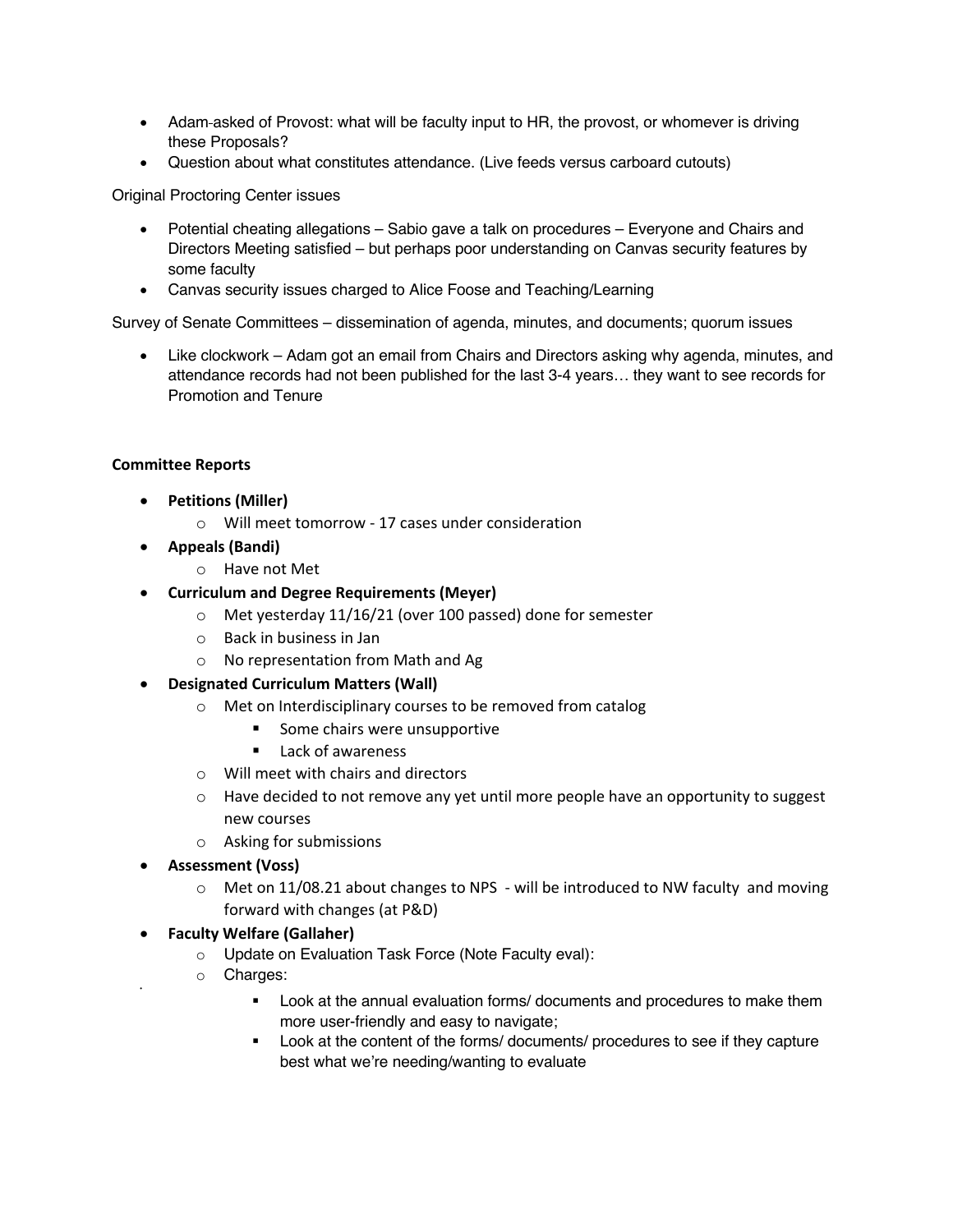- Adam asked of Provost: what will be faculty input to HR, the provost, or whomever is driving these Proposals?
- Question about what constitutes attendance. (Live feeds versus carboard cutouts)

Original Proctoring Center issues

- Potential cheating allegations – Sabio gave a talk on procedures – Everyone and Chairs and Directors Meeting satisfied – but perhaps poor understanding on Canvas security features by some faculty
- Canvas security issues charged to Alice Foose and Teaching/Learning

Survey of Senate Committees – dissemination of agenda, minutes, and documents; quorum issues

- Like clockwork – Adam got an email from Chairs and Directors asking why agenda, minutes, and attendance records had not been published for the last 3-4 years… they want to see records for Promotion and Tenure

**Committee Reports**

- **Petitions (Miller)**
  - Will meet tomorrow - 17 cases under consideration
- **Appeals (Bandi)**
  - Have not Met
- **Curriculum and Degree Requirements (Meyer)**
  - Met yesterday 11/16/21 (over 100 passed) done for semester
  - Back in business in Jan
  - No representation from Math and Ag
- **Designated Curriculum Matters (Wall)**
  - Met on Interdisciplinary courses to be removed from catalog
    - Some chairs were unsupportive
    - Lack of awareness
  - Will meet with chairs and directors
  - Have decided to not remove any yet until more people have an opportunity to suggest new courses
  - Asking for submissions
- **Assessment (Voss)**
  - Met on 11/08.21 about changes to NPS - will be introduced to NW faculty and moving forward with changes (at P&D)
- **Faculty Welfare (Gallaher)**
  - Update on Evaluation Task Force (Note Faculty eval):
  - Charges:
    - Look at the annual evaluation forms/ documents and procedures to make them more user-friendly and easy to navigate;
    - Look at the content of the forms/ documents/ procedures to see if they capture best what we're needing/wanting to evaluate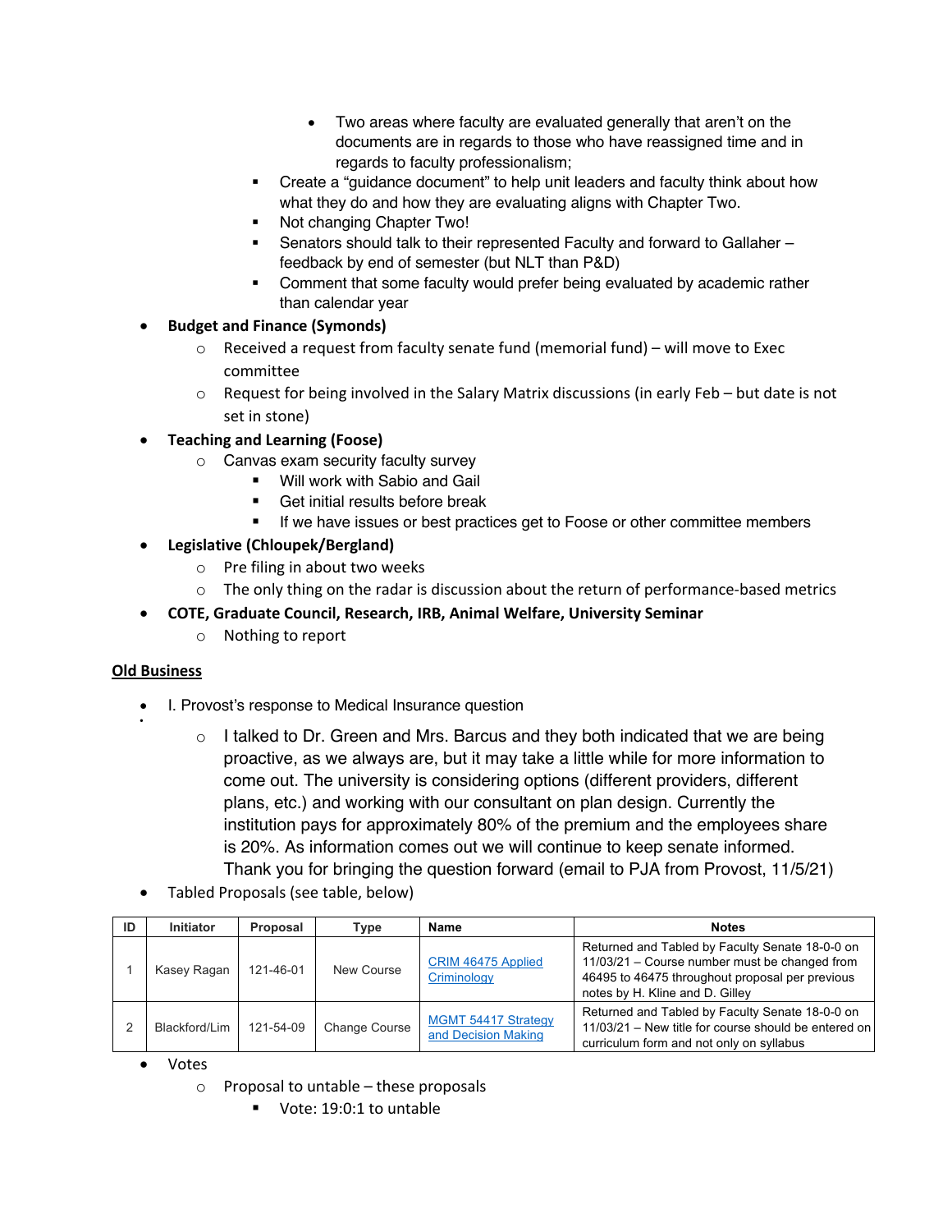- Two areas where faculty are evaluated generally that aren't on the documents are in regards to those who have reassigned time and in regards to faculty professionalism;
      - Create a "guidance document" to help unit leaders and faculty think about how what they do and how they are evaluating aligns with Chapter Two.
      - Not changing Chapter Two!
      - Senators should talk to their represented Faculty and forward to Gallaher – feedback by end of semester (but NLT than P&D)
      - Comment that some faculty would prefer being evaluated by academic rather than calendar year

- **Budget and Finance (Symonds)**
    - Received a request from faculty senate fund (memorial fund) – will move to Exec committee
    - Request for being involved in the Salary Matrix discussions (in early Feb – but date is not set in stone)
- **Teaching and Learning (Foose)**
    - Canvas exam security faculty survey
      - Will work with Sabio and Gail
      - Get initial results before break
      - If we have issues or best practices get to Foose or other committee members
- **Legislative (Chloupek/Bergland)**
    - Pre filing in about two weeks
    - The only thing on the radar is discussion about the return of performance-based metrics
- **COTE, Graduate Council, Research, IRB, Animal Welfare, University Seminar**
    - Nothing to report

**Old Business**

- I. Provost's response to Medical Insurance question
    - I talked to Dr. Green and Mrs. Barcus and they both indicated that we are being proactive, as we always are, but it may take a little while for more information to come out. The university is considering options (different providers, different plans, etc.) and working with our consultant on plan design. Currently the institution pays for approximately 80% of the premium and the employees share is 20%. As information comes out we will continue to keep senate informed. Thank you for bringing the question forward (email to PJA from Provost, 11/5/21)
- Tabled Proposals (see table, below)

| ID | Initiator | Proposal | Type | Name | Notes |
|---|---|---|---|---|---|
| 1 | Kasey Ragan | 121-46-01 | New Course | CRIM 46475 Applied Criminology | Returned and Tabled by Faculty Senate 18-0-0 on 11/03/21 – Course number must be changed from 46495 to 46475 throughout proposal per previous notes by H. Kline and D. Gilley |
| 2 | Blackford/Lim | 121-54-09 | Change Course | MGMT 54417 Strategy and Decision Making | Returned and Tabled by Faculty Senate 18-0-0 on 11/03/21 – New title for course should be entered on curriculum form and not only on syllabus |

- Votes
    - Proposal to untable – these proposals
      - Vote: 19:0:1 to untable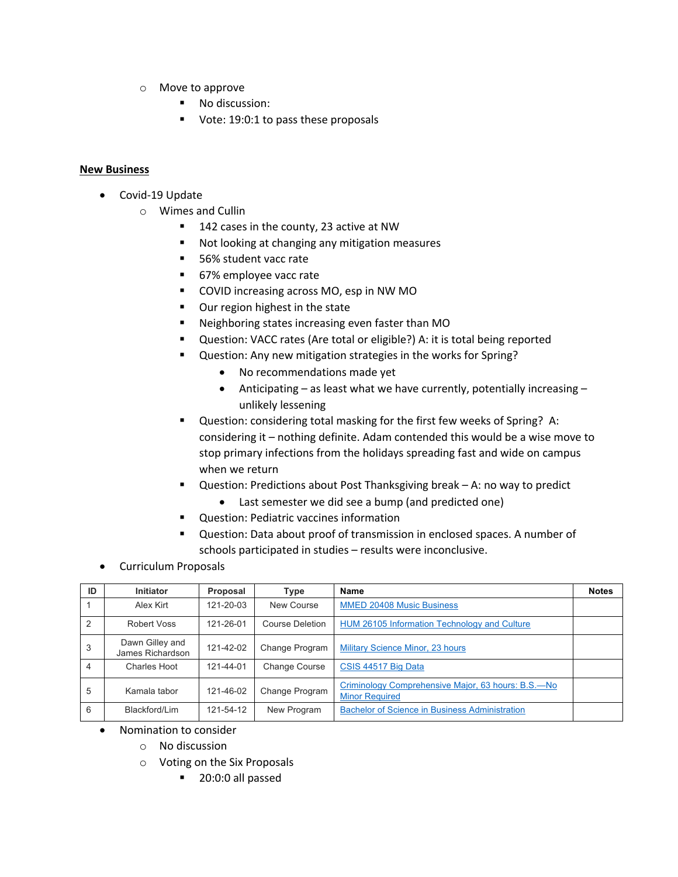- Move to approve
  - No discussion:
  - Vote: 19:0:1 to pass these proposals

**New Business**

- Covid-19 Update
  - Wimes and Cullin
    - 142 cases in the county, 23 active at NW
    - Not looking at changing any mitigation measures
    - 56% student vacc rate
    - 67% employee vacc rate
    - COVID increasing across MO, esp in NW MO
    - Our region highest in the state
    - Neighboring states increasing even faster than MO
    - Question: VACC rates (Are total or eligible?) A: it is total being reported
    - Question: Any new mitigation strategies in the works for Spring?
      - No recommendations made yet
      - Anticipating – as least what we have currently, potentially increasing – unlikely lessening
    - Question: considering total masking for the first few weeks of Spring? A: considering it – nothing definite. Adam contended this would be a wise move to stop primary infections from the holidays spreading fast and wide on campus when we return
    - Question: Predictions about Post Thanksgiving break – A: no way to predict
      - Last semester we did see a bump (and predicted one)
    - Question: Pediatric vaccines information
    - Question: Data about proof of transmission in enclosed spaces. A number of schools participated in studies – results were inconclusive.
- Curriculum Proposals

| ID | Initiator | Proposal | Type | Name | Notes |
|---|---|---|---|---|---|
| 1 | Alex Kirt | 121-20-03 | New Course | MMED 20408 Music Business | |
| 2 | Robert Voss | 121-26-01 | Course Deletion | HUM 26105 Information Technology and Culture | |
| 3 | Dawn Gilley and James Richardson | 121-42-02 | Change Program | Military Science Minor, 23 hours | |
| 4 | Charles Hoot | 121-44-01 | Change Course | CSIS 44517 Big Data | |
| 5 | Kamala tabor | 121-46-02 | Change Program | Criminology Comprehensive Major, 63 hours: B.S.—No Minor Required | |
| 6 | Blackford/Lim | 121-54-12 | New Program | Bachelor of Science in Business Administration | |

- Nomination to consider
  - No discussion
  - Voting on the Six Proposals
    - 20:0:0 all passed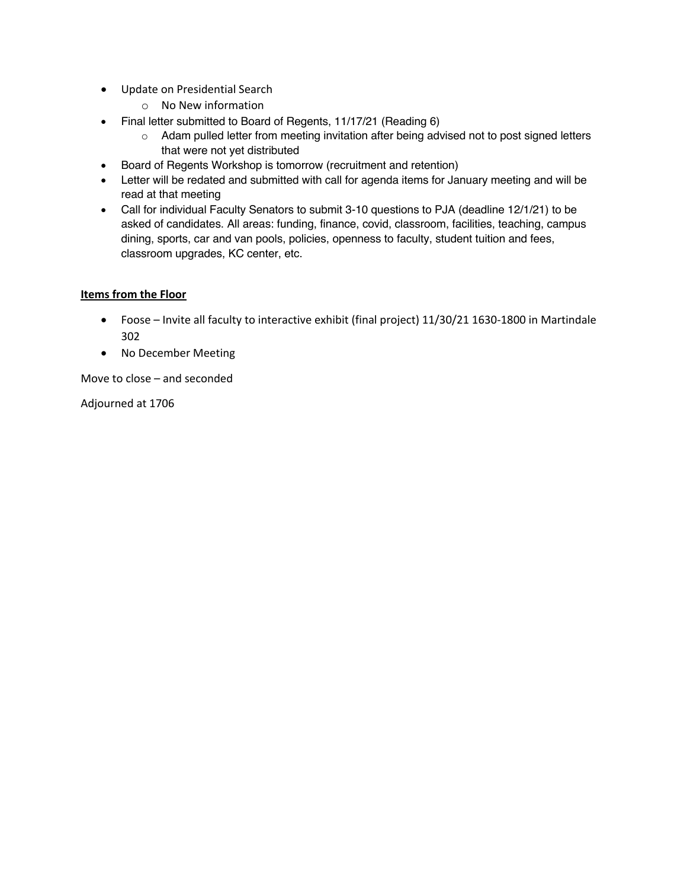- Update on Presidential Search
    - No New information
- Final letter submitted to Board of Regents, 11/17/21 (Reading 6)
    - Adam pulled letter from meeting invitation after being advised not to post signed letters that were not yet distributed
- Board of Regents Workshop is tomorrow (recruitment and retention)
- Letter will be redated and submitted with call for agenda items for January meeting and will be read at that meeting
- Call for individual Faculty Senators to submit 3-10 questions to PJA (deadline 12/1/21) to be asked of candidates. All areas: funding, finance, covid, classroom, facilities, teaching, campus dining, sports, car and van pools, policies, openness to faculty, student tuition and fees, classroom upgrades, KC center, etc.

**Items from the Floor**

- Foose – Invite all faculty to interactive exhibit (final project) 11/30/21 1630-1800 in Martindale 302
- No December Meeting

Move to close – and seconded

Adjourned at 1706